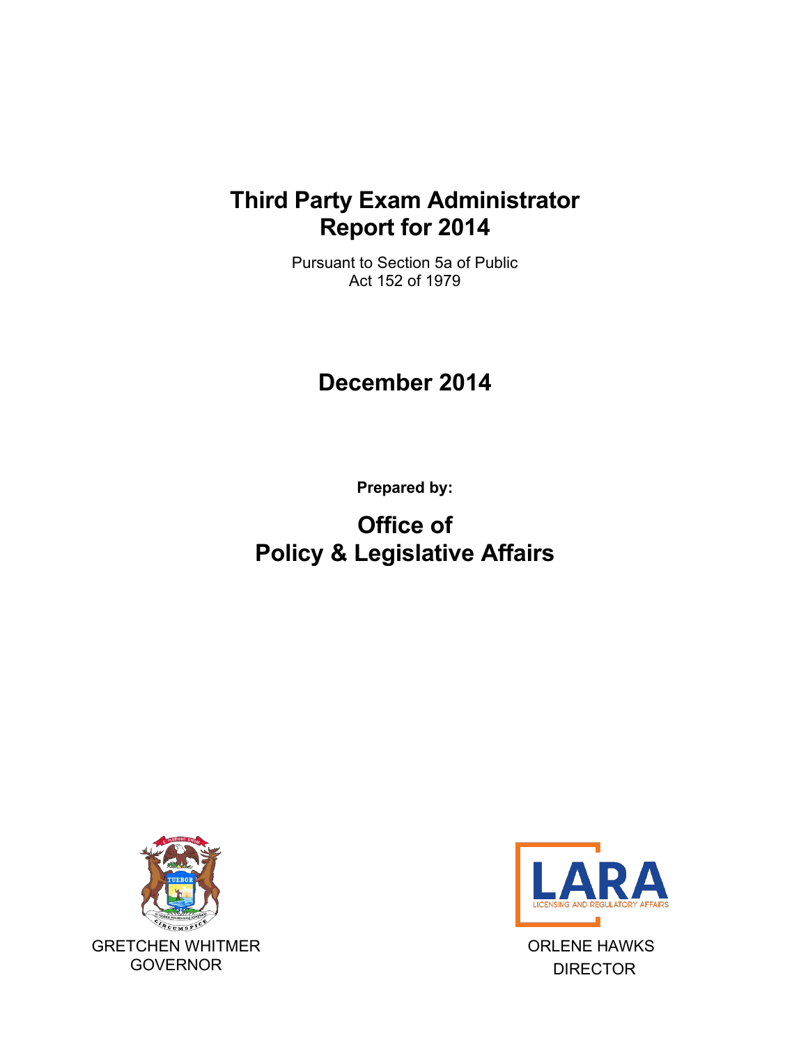# Third Party Exam Administrator Report for 2014

Pursuant to Section 5a of Public Act 152 of 1979

## December 2014

**Prepared by:**

## Office of Policy & Legislative Affairs

LARA
LICENSING AND REGULATORY AFFAIRS

GRETCHEN WHITMER
GOVERNOR

ORLENE HAWKS
DIRECTOR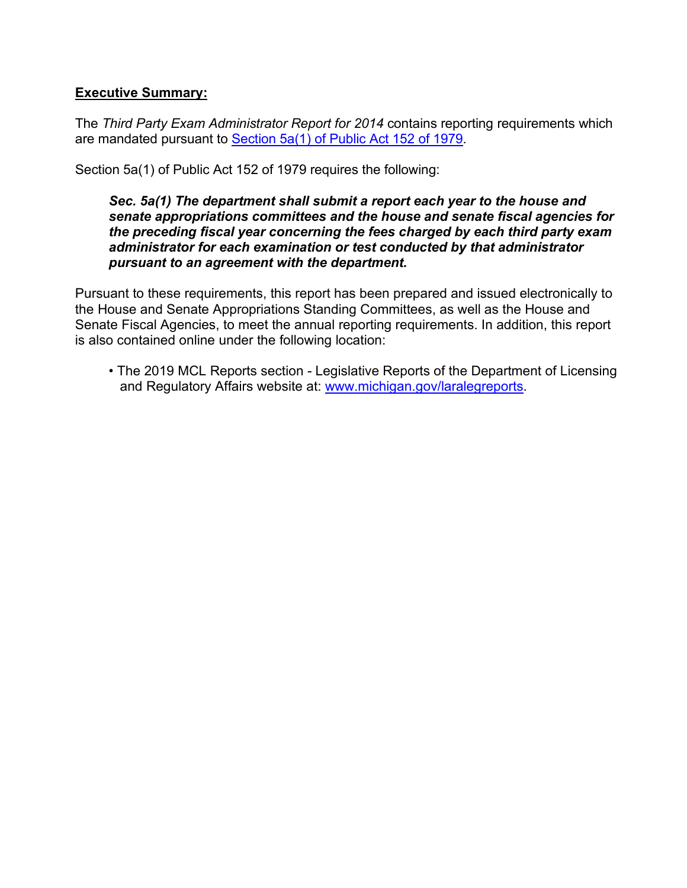**Executive Summary:**

The *Third Party Exam Administrator Report for 2014* contains reporting requirements which are mandated pursuant to [Section 5a(1) of Public Act 152 of 1979](#).

Section 5a(1) of Public Act 152 of 1979 requires the following:

> ***Sec. 5a(1) The department shall submit a report each year to the house and senate appropriations committees and the house and senate fiscal agencies for the preceding fiscal year concerning the fees charged by each third party exam administrator for each examination or test conducted by that administrator pursuant to an agreement with the department.***

Pursuant to these requirements, this report has been prepared and issued electronically to the House and Senate Appropriations Standing Committees, as well as the House and Senate Fiscal Agencies, to meet the annual reporting requirements. In addition, this report is also contained online under the following location:

- The 2019 MCL Reports section - Legislative Reports of the Department of Licensing and Regulatory Affairs website at: [www.michigan.gov/laralegreports](http://www.michigan.gov/laralegreports).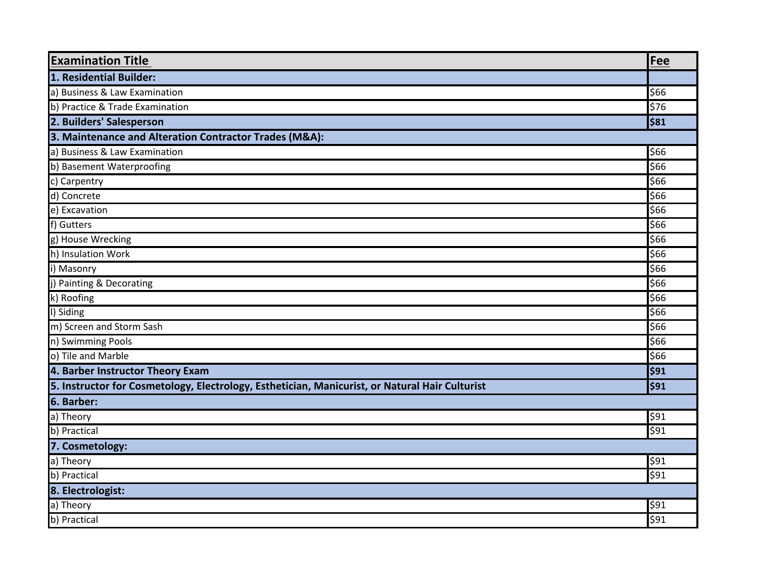| **Examination Title** | **Fee** |
|---|---|
| **1. Residential Builder:** | |
| a) Business & Law Examination | $66 |
| b) Practice & Trade Examination | $76 |
| **2. Builders' Salesperson** | **$81** |
| **3. Maintenance and Alteration Contractor Trades (M&A):** | |
| a) Business & Law Examination | $66 |
| b) Basement Waterproofing | $66 |
| c) Carpentry | $66 |
| d) Concrete | $66 |
| e) Excavation | $66 |
| f) Gutters | $66 |
| g) House Wrecking | $66 |
| h) Insulation Work | $66 |
| i) Masonry | $66 |
| j) Painting & Decorating | $66 |
| k) Roofing | $66 |
| l) Siding | $66 |
| m) Screen and Storm Sash | $66 |
| n) Swimming Pools | $66 |
| o) Tile and Marble | $66 |
| **4. Barber Instructor Theory Exam** | **$91** |
| **5. Instructor for Cosmetology, Electrology, Esthetician, Manicurist, or Natural Hair Culturist** | **$91** |
| **6. Barber:** | |
| a) Theory | $91 |
| b) Practical | $91 |
| **7. Cosmetology:** | |
| a) Theory | $91 |
| b) Practical | $91 |
| **8. Electrologist:** | |
| a) Theory | $91 |
| b) Practical | $91 |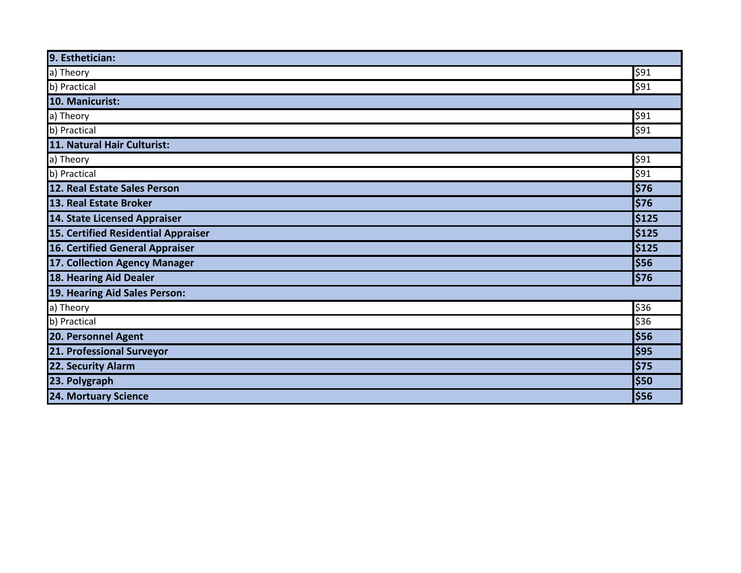| | |
|---|---|
| **9. Esthetician:** | |
| a) Theory | $91 |
| b) Practical | $91 |
| **10. Manicurist:** | |
| a) Theory | $91 |
| b) Practical | $91 |
| **11. Natural Hair Culturist:** | |
| a) Theory | $91 |
| b) Practical | $91 |
| **12. Real Estate Sales Person** | **$76** |
| **13. Real Estate Broker** | **$76** |
| **14. State Licensed Appraiser** | **$125** |
| **15. Certified Residential Appraiser** | **$125** |
| **16. Certified General Appraiser** | **$125** |
| **17. Collection Agency Manager** | **$56** |
| **18. Hearing Aid Dealer** | **$76** |
| **19. Hearing Aid Sales Person:** | |
| a) Theory | $36 |
| b) Practical | $36 |
| **20. Personnel Agent** | **$56** |
| **21. Professional Surveyor** | **$95** |
| **22. Security Alarm** | **$75** |
| **23. Polygraph** | **$50** |
| **24. Mortuary Science** | **$56** |